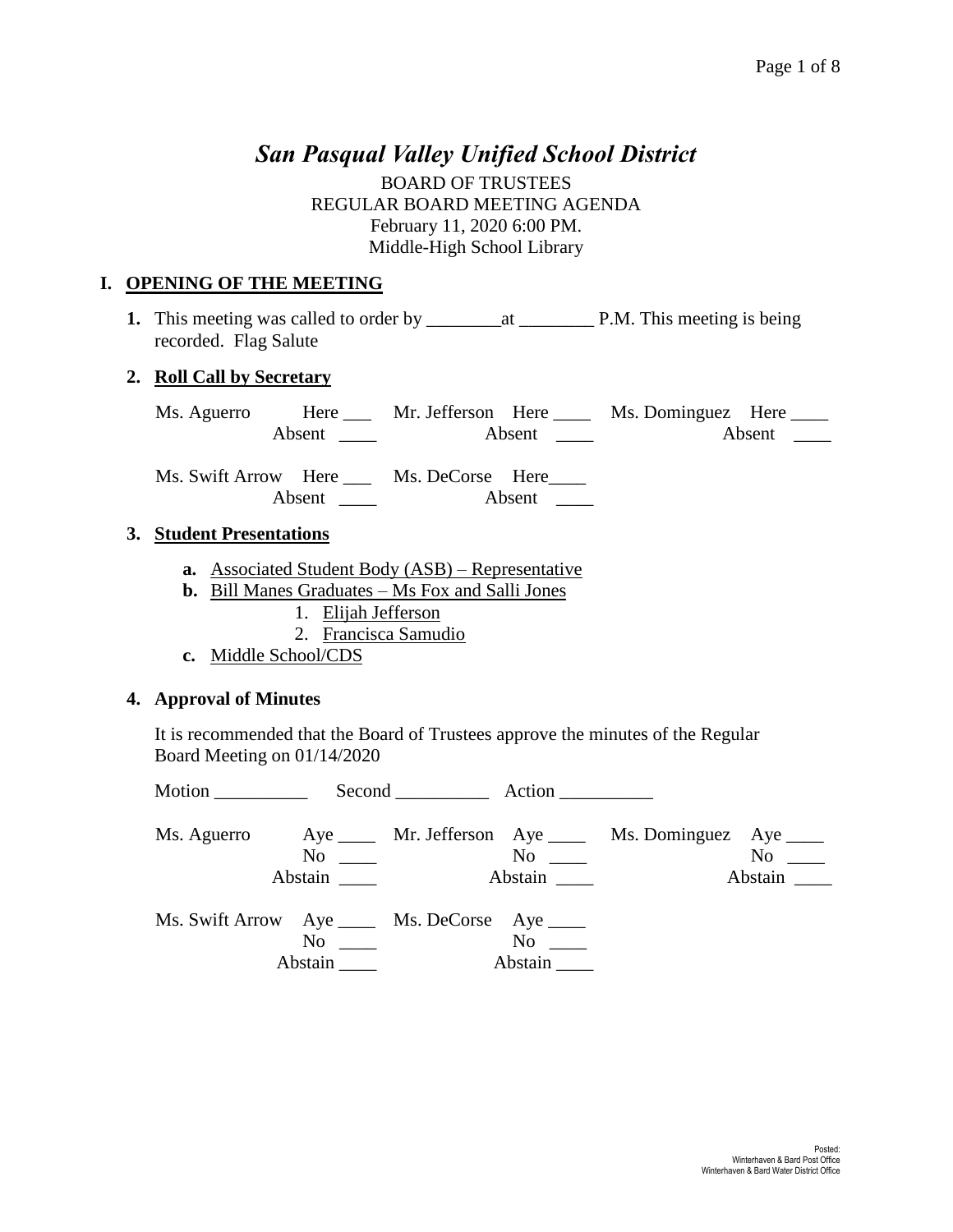# *San Pasqual Valley Unified School District*

BOARD OF TRUSTEES
REGULAR BOARD MEETING AGENDA
February 11, 2020 6:00 PM.
Middle-High School Library

## I. OPENING OF THE MEETING

**1.** This meeting was called to order by ________at ________ P.M. This meeting is being recorded. Flag Salute

**2. Roll Call by Secretary**

| | | | | | |
|---|---|---|---|---|---|
| Ms. Aguerro | Here ___ Absent ____ | Mr. Jefferson | Here ____ Absent ____ | Ms. Dominguez | Here ____ Absent ____ |
| Ms. Swift Arrow | Here ___ Absent ____ | Ms. DeCorse | Here____ Absent ____ | | |

**3. Student Presentations**

- **a.** Associated Student Body (ASB) – Representative
- **b.** Bill Manes Graduates – Ms Fox and Salli Jones
  1. Elijah Jefferson
  2. Francisca Samudio
- **c.** Middle School/CDS

**4. Approval of Minutes**

It is recommended that the Board of Trustees approve the minutes of the Regular Board Meeting on 01/14/2020

Motion __________ Second __________ Action __________

| | | | | | |
|---|---|---|---|---|---|
| Ms. Aguerro | Aye ____ No ____ Abstain ____ | Mr. Jefferson | Aye ____ No ____ Abstain ____ | Ms. Dominguez | Aye ____ No ____ Abstain ____ |
| Ms. Swift Arrow | Aye ____ No ____ Abstain ____ | Ms. DeCorse | Aye ____ No ____ Abstain ____ | | |

Posted:
Winterhaven & Bard Post Office
Winterhaven & Bard Water District Office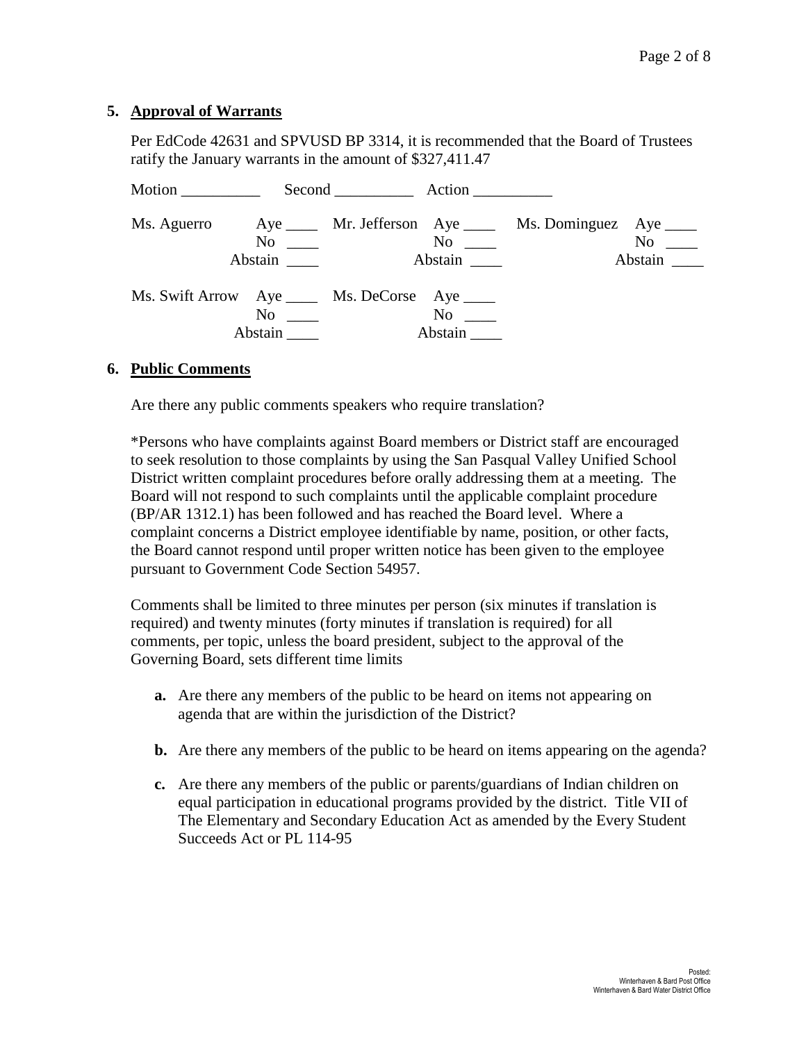**5. Approval of Warrants**

Per EdCode 42631 and SPVUSD BP 3314, it is recommended that the Board of Trustees ratify the January warrants in the amount of $327,411.47

Motion __________ Second __________ Action __________

Ms. Aguerro Aye ____ No ____ Abstain ____

Mr. Jefferson Aye ____ No ____ Abstain ____

Ms. Dominguez Aye ____ No ____ Abstain ____

Ms. Swift Arrow Aye ____ No ____ Abstain ____

Ms. DeCorse Aye ____ No ____ Abstain ____

**6. Public Comments**

Are there any public comments speakers who require translation?

*Persons who have complaints against Board members or District staff are encouraged to seek resolution to those complaints by using the San Pasqual Valley Unified School District written complaint procedures before orally addressing them at a meeting. The Board will not respond to such complaints until the applicable complaint procedure (BP/AR 1312.1) has been followed and has reached the Board level. Where a complaint concerns a District employee identifiable by name, position, or other facts, the Board cannot respond until proper written notice has been given to the employee pursuant to Government Code Section 54957.

Comments shall be limited to three minutes per person (six minutes if translation is required) and twenty minutes (forty minutes if translation is required) for all comments, per topic, unless the board president, subject to the approval of the Governing Board, sets different time limits

- **a.** Are there any members of the public to be heard on items not appearing on agenda that are within the jurisdiction of the District?
- **b.** Are there any members of the public to be heard on items appearing on the agenda?
- **c.** Are there any members of the public or parents/guardians of Indian children on equal participation in educational programs provided by the district. Title VII of The Elementary and Secondary Education Act as amended by the Every Student Succeeds Act or PL 114-95

Posted:
Winterhaven & Bard Post Office
Winterhaven & Bard Water District Office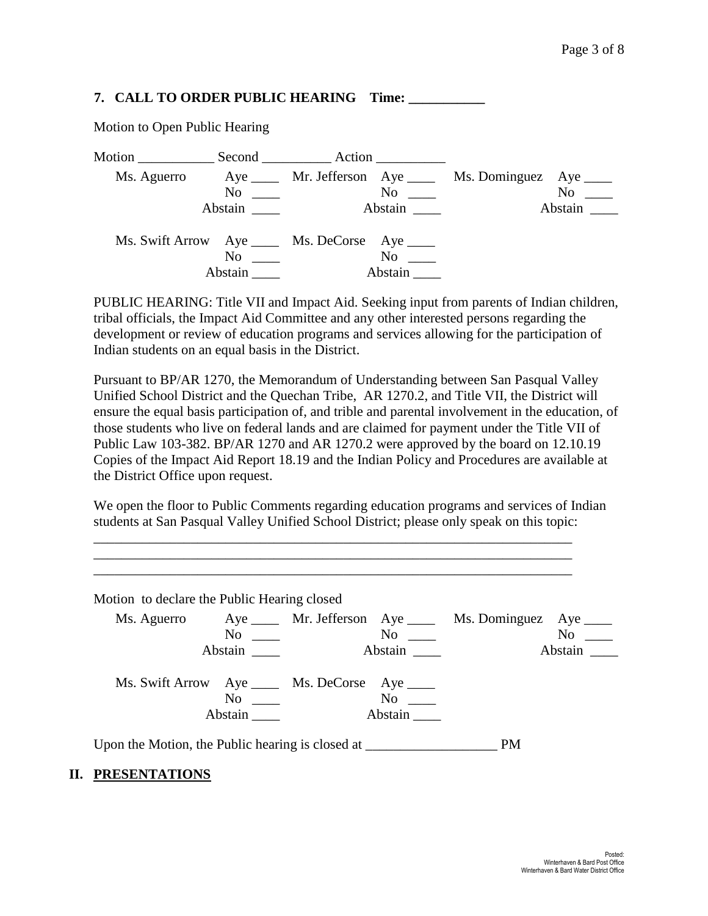### 7. CALL TO ORDER PUBLIC HEARING Time: ___________

Motion to Open Public Hearing

Motion ___________ Second __________ Action __________

| | | | | | |
|---|---|---|---|---|---|
| Ms. Aguerro | Aye ____ | Mr. Jefferson | Aye ____ | Ms. Dominguez | Aye ____ |
| | No ____ | | No ____ | | No ____ |
| | Abstain ____ | | Abstain ____ | | Abstain ____ |
| Ms. Swift Arrow | Aye ____ | Ms. DeCorse | Aye ____ | | |
| | No ____ | | No ____ | | |
| | Abstain ____ | | Abstain ____ | | |

PUBLIC HEARING: Title VII and Impact Aid. Seeking input from parents of Indian children, tribal officials, the Impact Aid Committee and any other interested persons regarding the development or review of education programs and services allowing for the participation of Indian students on an equal basis in the District.

Pursuant to BP/AR 1270, the Memorandum of Understanding between San Pasqual Valley Unified School District and the Quechan Tribe, AR 1270.2, and Title VII, the District will ensure the equal basis participation of, and trible and parental involvement in the education, of those students who live on federal lands and are claimed for payment under the Title VII of Public Law 103-382. BP/AR 1270 and AR 1270.2 were approved by the board on 12.10.19 Copies of the Impact Aid Report 18.19 and the Indian Policy and Procedures are available at the District Office upon request.

We open the floor to Public Comments regarding education programs and services of Indian students at San Pasqual Valley Unified School District; please only speak on this topic:

______________________________________________________________________
______________________________________________________________________
______________________________________________________________________

Motion to declare the Public Hearing closed

| | | | | | |
|---|---|---|---|---|---|
| Ms. Aguerro | Aye ____ | Mr. Jefferson | Aye ____ | Ms. Dominguez | Aye ____ |
| | No ____ | | No ____ | | No ____ |
| | Abstain ____ | | Abstain ____ | | Abstain ____ |
| Ms. Swift Arrow | Aye ____ | Ms. DeCorse | Aye ____ | | |
| | No ____ | | No ____ | | |
| | Abstain ____ | | Abstain ____ | | |

Upon the Motion, the Public hearing is closed at ___________________ PM

## II. PRESENTATIONS

Posted:
Winterhaven & Bard Post Office
Winterhaven & Bard Water District Office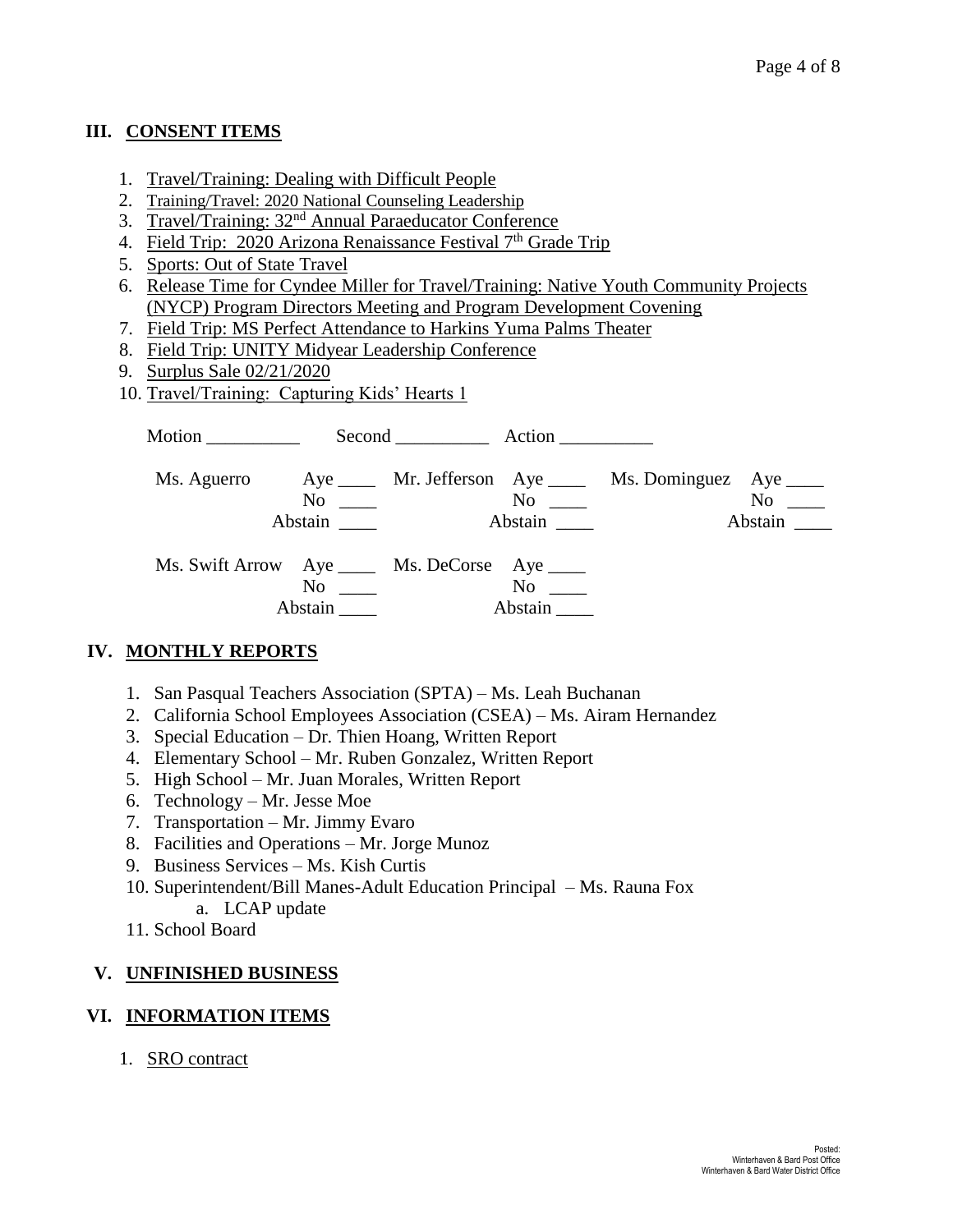## III. CONSENT ITEMS

1. Travel/Training: Dealing with Difficult People
2. Training/Travel: 2020 National Counseling Leadership
3. Travel/Training: 32nd Annual Paraeducator Conference
4. Field Trip: 2020 Arizona Renaissance Festival 7th Grade Trip
5. Sports: Out of State Travel
6. Release Time for Cyndee Miller for Travel/Training: Native Youth Community Projects (NYCP) Program Directors Meeting and Program Development Covening
7. Field Trip: MS Perfect Attendance to Harkins Yuma Palms Theater
8. Field Trip: UNITY Midyear Leadership Conference
9. Surplus Sale 02/21/2020
10. Travel/Training: Capturing Kids' Hearts 1

Motion __________ Second __________ Action __________

| | | | | | |
|---|---|---|---|---|---|
| Ms. Aguerro | Aye ____<br>No ____<br>Abstain ____ | Mr. Jefferson | Aye ____<br>No ____<br>Abstain ____ | Ms. Dominguez | Aye ____<br>No ____<br>Abstain ____ |
| Ms. Swift Arrow | Aye ____<br>No ____<br>Abstain ____ | Ms. DeCorse | Aye ____<br>No ____<br>Abstain ____ | | |

## IV. MONTHLY REPORTS

1. San Pasqual Teachers Association (SPTA) – Ms. Leah Buchanan
2. California School Employees Association (CSEA) – Ms. Airam Hernandez
3. Special Education – Dr. Thien Hoang, Written Report
4. Elementary School – Mr. Ruben Gonzalez, Written Report
5. High School – Mr. Juan Morales, Written Report
6. Technology – Mr. Jesse Moe
7. Transportation – Mr. Jimmy Evaro
8. Facilities and Operations – Mr. Jorge Munoz
9. Business Services – Ms. Kish Curtis
10. Superintendent/Bill Manes-Adult Education Principal – Ms. Rauna Fox
    a. LCAP update
11. School Board

## V. UNFINISHED BUSINESS

## VI. INFORMATION ITEMS

1. SRO contract

Posted:
Winterhaven & Bard Post Office
Winterhaven & Bard Water District Office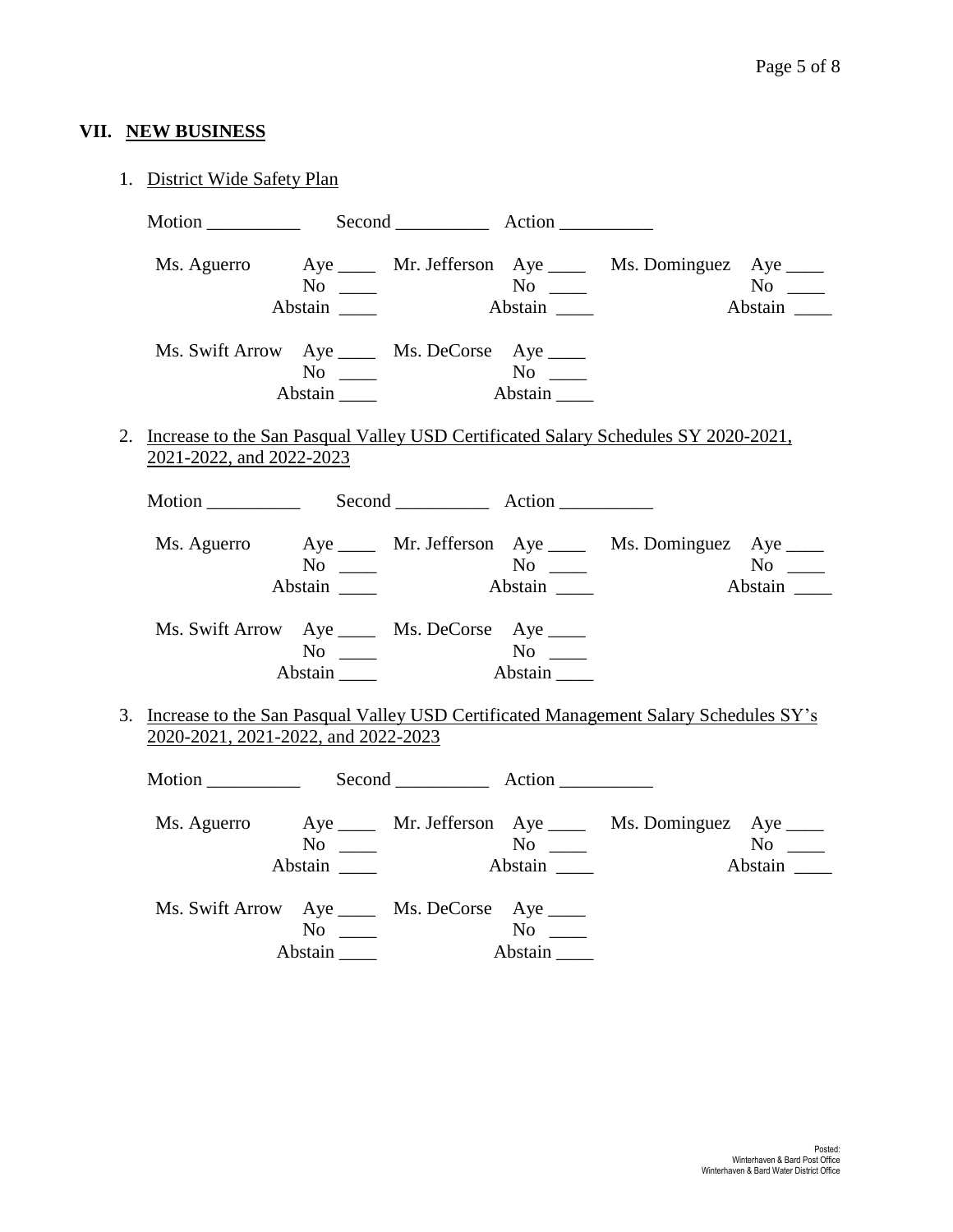## VII. NEW BUSINESS

1. District Wide Safety Plan

   Motion __________ Second __________ Action __________

   | | | | | | |
   |---|---|---|---|---|---|
   | Ms. Aguerro | Aye ____ | Mr. Jefferson | Aye ____ | Ms. Dominguez | Aye ____ |
   | | No ____ | | No ____ | | No ____ |
   | | Abstain ____ | | Abstain ____ | | Abstain ____ |
   | Ms. Swift Arrow | Aye ____ | Ms. DeCorse | Aye ____ | | |
   | | No ____ | | No ____ | | |
   | | Abstain ____ | | Abstain ____ | | |

2. Increase to the San Pasqual Valley USD Certificated Salary Schedules SY 2020-2021, 2021-2022, and 2022-2023

   Motion __________ Second __________ Action __________

   | | | | | | |
   |---|---|---|---|---|---|
   | Ms. Aguerro | Aye ____ | Mr. Jefferson | Aye ____ | Ms. Dominguez | Aye ____ |
   | | No ____ | | No ____ | | No ____ |
   | | Abstain ____ | | Abstain ____ | | Abstain ____ |
   | Ms. Swift Arrow | Aye ____ | Ms. DeCorse | Aye ____ | | |
   | | No ____ | | No ____ | | |
   | | Abstain ____ | | Abstain ____ | | |

3. Increase to the San Pasqual Valley USD Certificated Management Salary Schedules SY's 2020-2021, 2021-2022, and 2022-2023

   Motion __________ Second __________ Action __________

   | | | | | | |
   |---|---|---|---|---|---|
   | Ms. Aguerro | Aye ____ | Mr. Jefferson | Aye ____ | Ms. Dominguez | Aye ____ |
   | | No ____ | | No ____ | | No ____ |
   | | Abstain ____ | | Abstain ____ | | Abstain ____ |
   | Ms. Swift Arrow | Aye ____ | Ms. DeCorse | Aye ____ | | |
   | | No ____ | | No ____ | | |
   | | Abstain ____ | | Abstain ____ | | |

Posted:
Winterhaven & Bard Post Office
Winterhaven & Bard Water District Office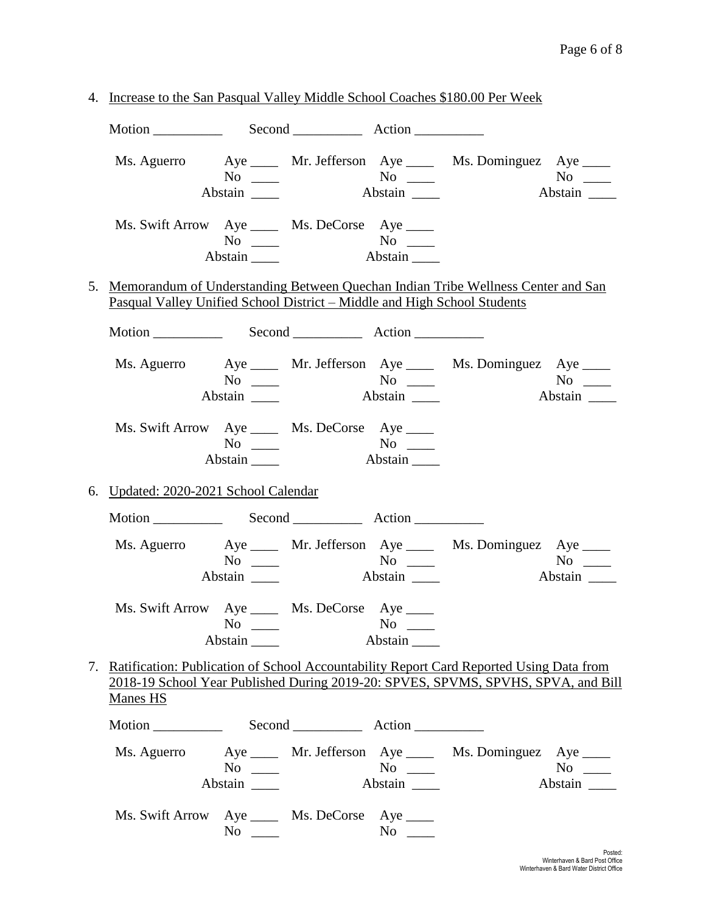4. Increase to the San Pasqual Valley Middle School Coaches $180.00 Per Week

   Motion __________ Second __________ Action __________

   Ms. Aguerro Aye ____ No ____ Abstain ____
   Mr. Jefferson Aye ____ No ____ Abstain ____
   Ms. Dominguez Aye ____ No ____ Abstain ____
   Ms. Swift Arrow Aye ____ No ____ Abstain ____
   Ms. DeCorse Aye ____ No ____ Abstain ____

5. Memorandum of Understanding Between Quechan Indian Tribe Wellness Center and San Pasqual Valley Unified School District – Middle and High School Students

   Motion __________ Second __________ Action __________

   Ms. Aguerro Aye ____ No ____ Abstain ____
   Mr. Jefferson Aye ____ No ____ Abstain ____
   Ms. Dominguez Aye ____ No ____ Abstain ____
   Ms. Swift Arrow Aye ____ No ____ Abstain ____
   Ms. DeCorse Aye ____ No ____ Abstain ____

6. Updated: 2020-2021 School Calendar

   Motion __________ Second __________ Action __________

   Ms. Aguerro Aye ____ No ____ Abstain ____
   Mr. Jefferson Aye ____ No ____ Abstain ____
   Ms. Dominguez Aye ____ No ____ Abstain ____
   Ms. Swift Arrow Aye ____ No ____ Abstain ____
   Ms. DeCorse Aye ____ No ____ Abstain ____

7. Ratification: Publication of School Accountability Report Card Reported Using Data from 2018-19 School Year Published During 2019-20: SPVES, SPVMS, SPVHS, SPVA, and Bill Manes HS

   Motion __________ Second __________ Action __________

   Ms. Aguerro Aye ____ No ____ Abstain ____
   Mr. Jefferson Aye ____ No ____ Abstain ____
   Ms. Dominguez Aye ____ No ____ Abstain ____
   Ms. Swift Arrow Aye ____ No ____
   Ms. DeCorse Aye ____ No ____

Posted:
Winterhaven & Bard Post Office
Winterhaven & Bard Water District Office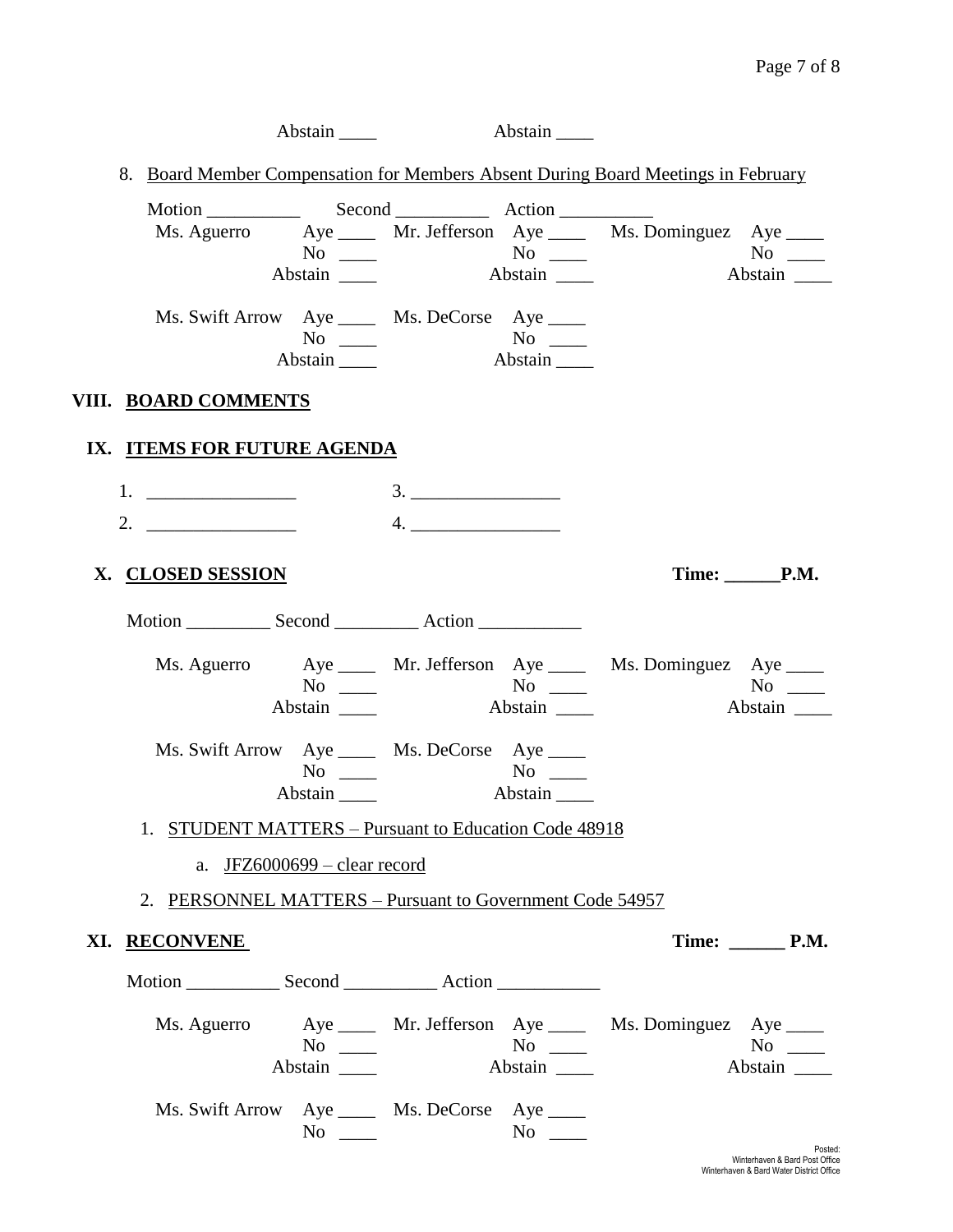Abstain ____ Abstain ____

8. Board Member Compensation for Members Absent During Board Meetings in February

Motion __________ Second __________ Action __________

| | | | | | |
|---|---|---|---|---|---|
| Ms. Aguerro | Aye ____ | Mr. Jefferson | Aye ____ | Ms. Dominguez | Aye ____ |
| | No ____ | | No ____ | | No ____ |
| | Abstain ____ | | Abstain ____ | | Abstain ____ |
| Ms. Swift Arrow | Aye ____ | Ms. DeCorse | Aye ____ | | |
| | No ____ | | No ____ | | |
| | Abstain ____ | | Abstain ____ | | |

## VIII. BOARD COMMENTS

## IX. ITEMS FOR FUTURE AGENDA

1. ________________ 3. ________________
2. ________________ 4. ________________

## X. CLOSED SESSION

**Time: ______P.M.**

Motion _________ Second _________ Action ___________

| | | | | | |
|---|---|---|---|---|---|
| Ms. Aguerro | Aye ____ | Mr. Jefferson | Aye ____ | Ms. Dominguez | Aye ____ |
| | No ____ | | No ____ | | No ____ |
| | Abstain ____ | | Abstain ____ | | Abstain ____ |
| Ms. Swift Arrow | Aye ____ | Ms. DeCorse | Aye ____ | | |
| | No ____ | | No ____ | | |
| | Abstain ____ | | Abstain ____ | | |

1. STUDENT MATTERS – Pursuant to Education Code 48918
   a. JFZ6000699 – clear record
2. PERSONNEL MATTERS – Pursuant to Government Code 54957

## XI. RECONVENE

**Time: ______ P.M.**

Motion __________ Second __________ Action ___________

| | | | | | |
|---|---|---|---|---|---|
| Ms. Aguerro | Aye ____ | Mr. Jefferson | Aye ____ | Ms. Dominguez | Aye ____ |
| | No ____ | | No ____ | | No ____ |
| | Abstain ____ | | Abstain ____ | | Abstain ____ |
| Ms. Swift Arrow | Aye ____ | Ms. DeCorse | Aye ____ | | |
| | No ____ | | No ____ | | |

Posted:
Winterhaven & Bard Post Office
Winterhaven & Bard Water District Office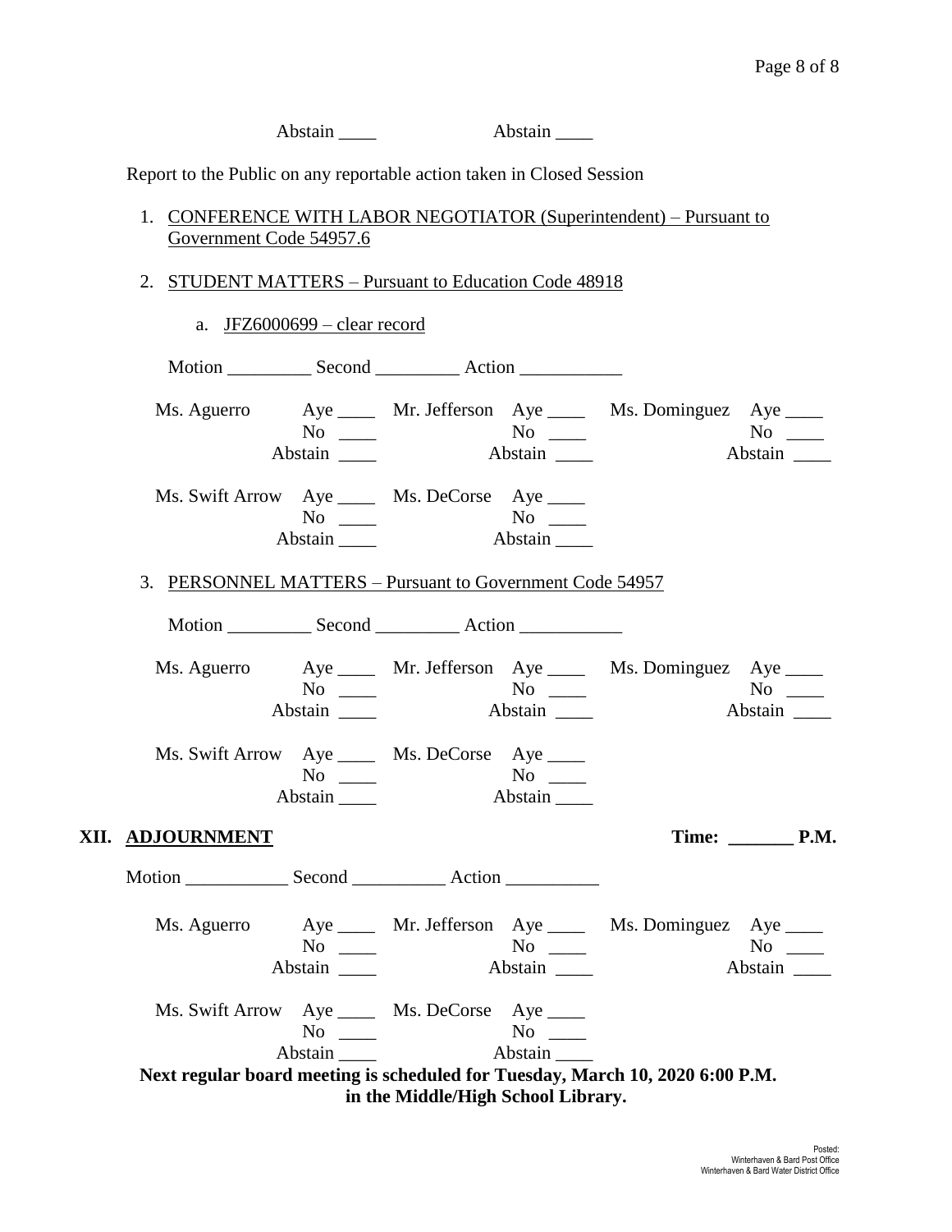Abstain ____ Abstain ____

Report to the Public on any reportable action taken in Closed Session

1. <u>CONFERENCE WITH LABOR NEGOTIATOR (Superintendent) – Pursuant to Government Code 54957.6</u>

2. <u>STUDENT MATTERS – Pursuant to Education Code 48918</u>

   a. <u>JFZ6000699 – clear record</u>

Motion _________ Second _________ Action ___________

| | | | | | |
|---|---|---|---|---|---|
| Ms. Aguerro | Aye ____ | Mr. Jefferson | Aye ____ | Ms. Dominguez | Aye ____ |
| | No ____ | | No ____ | | No ____ |
| | Abstain ____ | | Abstain ____ | | Abstain ____ |
| Ms. Swift Arrow | Aye ____ | Ms. DeCorse | Aye ____ | | |
| | No ____ | | No ____ | | |
| | Abstain ____ | | Abstain ____ | | |

3. <u>PERSONNEL MATTERS – Pursuant to Government Code 54957</u>

Motion _________ Second _________ Action ___________

| | | | | | |
|---|---|---|---|---|---|
| Ms. Aguerro | Aye ____ | Mr. Jefferson | Aye ____ | Ms. Dominguez | Aye ____ |
| | No ____ | | No ____ | | No ____ |
| | Abstain ____ | | Abstain ____ | | Abstain ____ |
| Ms. Swift Arrow | Aye ____ | Ms. DeCorse | Aye ____ | | |
| | No ____ | | No ____ | | |
| | Abstain ____ | | Abstain ____ | | |

## XII. <u>ADJOURNMENT</u>

**Time: _______ P.M.**

Motion ___________ Second __________ Action __________

| | | | | | |
|---|---|---|---|---|---|
| Ms. Aguerro | Aye ____ | Mr. Jefferson | Aye ____ | Ms. Dominguez | Aye ____ |
| | No ____ | | No ____ | | No ____ |
| | Abstain ____ | | Abstain ____ | | Abstain ____ |
| Ms. Swift Arrow | Aye ____ | Ms. DeCorse | Aye ____ | | |
| | No ____ | | No ____ | | |
| | Abstain ____ | | Abstain ____ | | |

**Next regular board meeting is scheduled for Tuesday, March 10, 2020 6:00 P.M. in the Middle/High School Library.**

Posted:
Winterhaven & Bard Post Office
Winterhaven & Bard Water District Office